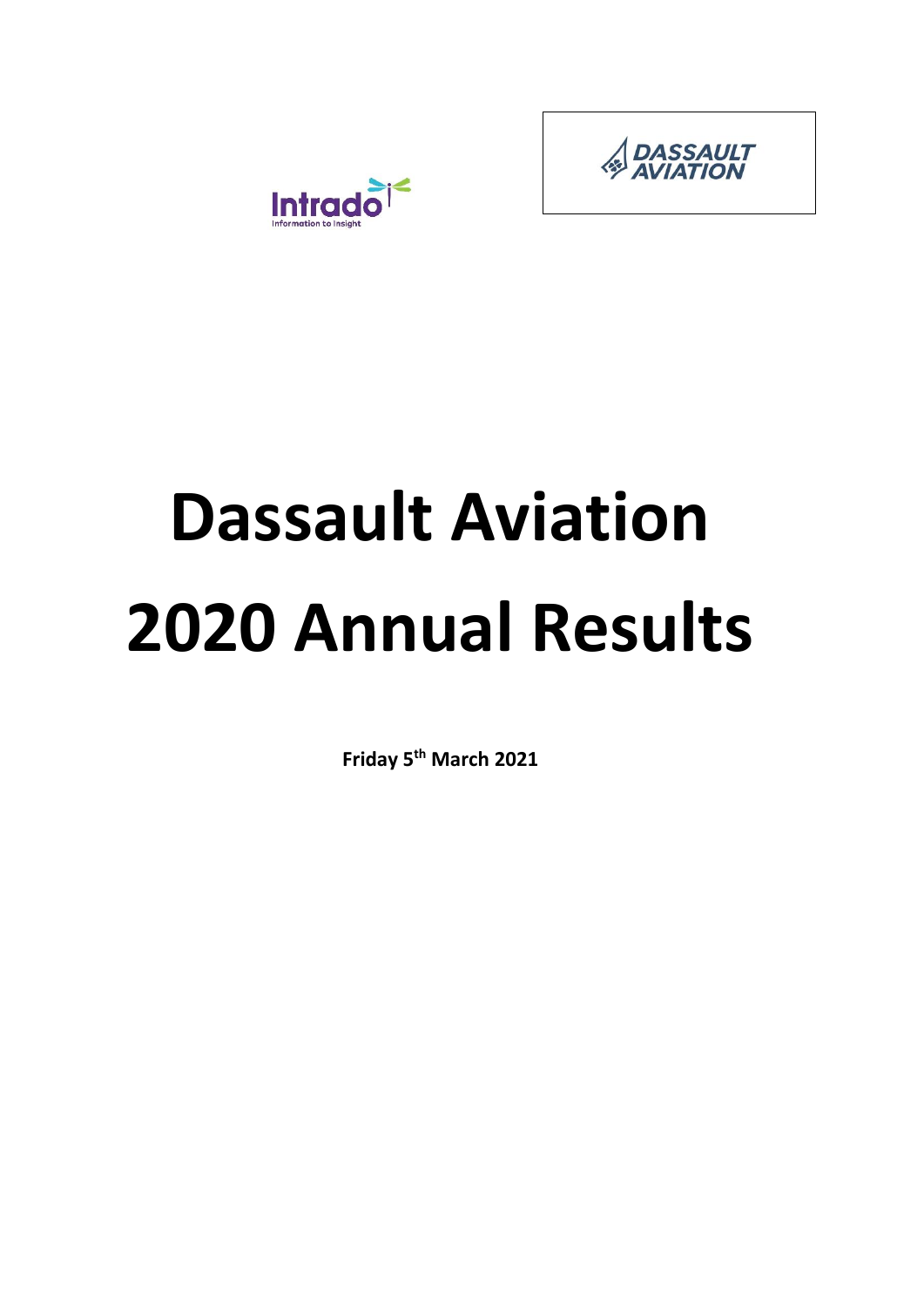Intrado
Information to Insight

DASSAULT AVIATION

# Dassault Aviation 2020 Annual Results

**Friday 5th March 2021**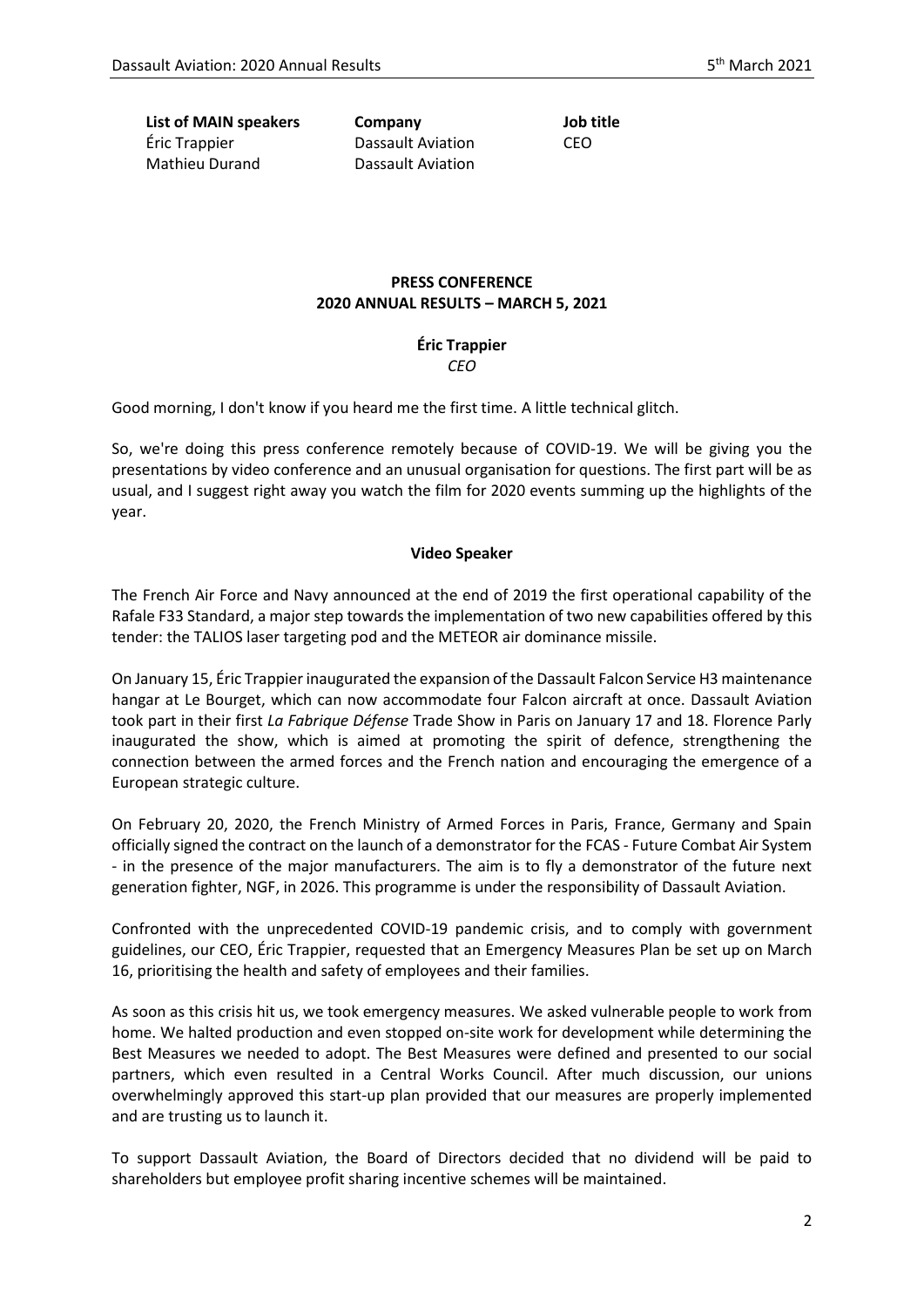| List of MAIN speakers | Company | Job title |
|---|---|---|
| Éric Trappier | Dassault Aviation | CEO |
| Mathieu Durand | Dassault Aviation | |

## PRESS CONFERENCE
## 2020 ANNUAL RESULTS – MARCH 5, 2021

### Éric Trappier
*CEO*

Good morning, I don't know if you heard me the first time. A little technical glitch.

So, we're doing this press conference remotely because of COVID-19. We will be giving you the presentations by video conference and an unusual organisation for questions. The first part will be as usual, and I suggest right away you watch the film for 2020 events summing up the highlights of the year.

### Video Speaker

The French Air Force and Navy announced at the end of 2019 the first operational capability of the Rafale F33 Standard, a major step towards the implementation of two new capabilities offered by this tender: the TALIOS laser targeting pod and the METEOR air dominance missile.

On January 15, Éric Trappier inaugurated the expansion of the Dassault Falcon Service H3 maintenance hangar at Le Bourget, which can now accommodate four Falcon aircraft at once. Dassault Aviation took part in their first *La Fabrique Défense* Trade Show in Paris on January 17 and 18. Florence Parly inaugurated the show, which is aimed at promoting the spirit of defence, strengthening the connection between the armed forces and the French nation and encouraging the emergence of a European strategic culture.

On February 20, 2020, the French Ministry of Armed Forces in Paris, France, Germany and Spain officially signed the contract on the launch of a demonstrator for the FCAS - Future Combat Air System - in the presence of the major manufacturers. The aim is to fly a demonstrator of the future next generation fighter, NGF, in 2026. This programme is under the responsibility of Dassault Aviation.

Confronted with the unprecedented COVID-19 pandemic crisis, and to comply with government guidelines, our CEO, Éric Trappier, requested that an Emergency Measures Plan be set up on March 16, prioritising the health and safety of employees and their families.

As soon as this crisis hit us, we took emergency measures. We asked vulnerable people to work from home. We halted production and even stopped on-site work for development while determining the Best Measures we needed to adopt. The Best Measures were defined and presented to our social partners, which even resulted in a Central Works Council. After much discussion, our unions overwhelmingly approved this start-up plan provided that our measures are properly implemented and are trusting us to launch it.

To support Dassault Aviation, the Board of Directors decided that no dividend will be paid to shareholders but employee profit sharing incentive schemes will be maintained.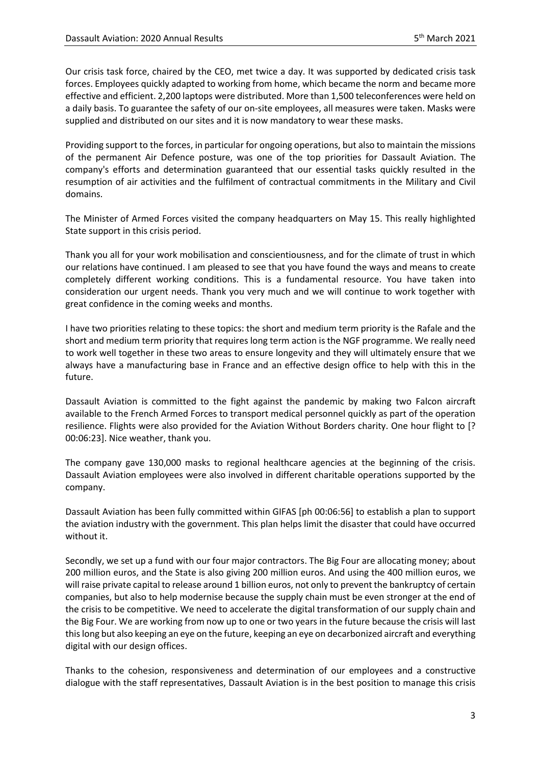Our crisis task force, chaired by the CEO, met twice a day. It was supported by dedicated crisis task forces. Employees quickly adapted to working from home, which became the norm and became more effective and efficient. 2,200 laptops were distributed. More than 1,500 teleconferences were held on a daily basis. To guarantee the safety of our on-site employees, all measures were taken. Masks were supplied and distributed on our sites and it is now mandatory to wear these masks.

Providing support to the forces, in particular for ongoing operations, but also to maintain the missions of the permanent Air Defence posture, was one of the top priorities for Dassault Aviation. The company's efforts and determination guaranteed that our essential tasks quickly resulted in the resumption of air activities and the fulfilment of contractual commitments in the Military and Civil domains.

The Minister of Armed Forces visited the company headquarters on May 15. This really highlighted State support in this crisis period.

Thank you all for your work mobilisation and conscientiousness, and for the climate of trust in which our relations have continued. I am pleased to see that you have found the ways and means to create completely different working conditions. This is a fundamental resource. You have taken into consideration our urgent needs. Thank you very much and we will continue to work together with great confidence in the coming weeks and months.

I have two priorities relating to these topics: the short and medium term priority is the Rafale and the short and medium term priority that requires long term action is the NGF programme. We really need to work well together in these two areas to ensure longevity and they will ultimately ensure that we always have a manufacturing base in France and an effective design office to help with this in the future.

Dassault Aviation is committed to the fight against the pandemic by making two Falcon aircraft available to the French Armed Forces to transport medical personnel quickly as part of the operation resilience. Flights were also provided for the Aviation Without Borders charity. One hour flight to [? 00:06:23]. Nice weather, thank you.

The company gave 130,000 masks to regional healthcare agencies at the beginning of the crisis. Dassault Aviation employees were also involved in different charitable operations supported by the company.

Dassault Aviation has been fully committed within GIFAS [ph 00:06:56] to establish a plan to support the aviation industry with the government. This plan helps limit the disaster that could have occurred without it.

Secondly, we set up a fund with our four major contractors. The Big Four are allocating money; about 200 million euros, and the State is also giving 200 million euros. And using the 400 million euros, we will raise private capital to release around 1 billion euros, not only to prevent the bankruptcy of certain companies, but also to help modernise because the supply chain must be even stronger at the end of the crisis to be competitive. We need to accelerate the digital transformation of our supply chain and the Big Four. We are working from now up to one or two years in the future because the crisis will last this long but also keeping an eye on the future, keeping an eye on decarbonized aircraft and everything digital with our design offices.

Thanks to the cohesion, responsiveness and determination of our employees and a constructive dialogue with the staff representatives, Dassault Aviation is in the best position to manage this crisis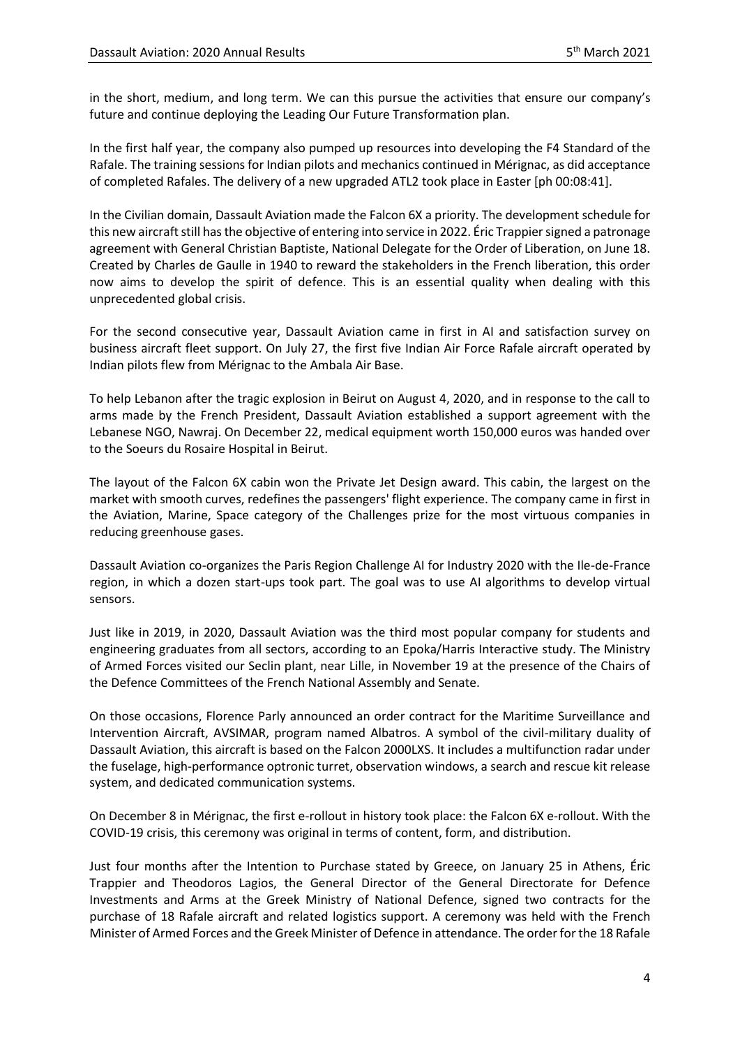in the short, medium, and long term. We can this pursue the activities that ensure our company's future and continue deploying the Leading Our Future Transformation plan.

In the first half year, the company also pumped up resources into developing the F4 Standard of the Rafale. The training sessions for Indian pilots and mechanics continued in Mérignac, as did acceptance of completed Rafales. The delivery of a new upgraded ATL2 took place in Easter [ph 00:08:41].

In the Civilian domain, Dassault Aviation made the Falcon 6X a priority. The development schedule for this new aircraft still has the objective of entering into service in 2022. Éric Trappier signed a patronage agreement with General Christian Baptiste, National Delegate for the Order of Liberation, on June 18. Created by Charles de Gaulle in 1940 to reward the stakeholders in the French liberation, this order now aims to develop the spirit of defence. This is an essential quality when dealing with this unprecedented global crisis.

For the second consecutive year, Dassault Aviation came in first in AI and satisfaction survey on business aircraft fleet support. On July 27, the first five Indian Air Force Rafale aircraft operated by Indian pilots flew from Mérignac to the Ambala Air Base.

To help Lebanon after the tragic explosion in Beirut on August 4, 2020, and in response to the call to arms made by the French President, Dassault Aviation established a support agreement with the Lebanese NGO, Nawraj. On December 22, medical equipment worth 150,000 euros was handed over to the Soeurs du Rosaire Hospital in Beirut.

The layout of the Falcon 6X cabin won the Private Jet Design award. This cabin, the largest on the market with smooth curves, redefines the passengers' flight experience. The company came in first in the Aviation, Marine, Space category of the Challenges prize for the most virtuous companies in reducing greenhouse gases.

Dassault Aviation co-organizes the Paris Region Challenge AI for Industry 2020 with the Ile-de-France region, in which a dozen start-ups took part. The goal was to use AI algorithms to develop virtual sensors.

Just like in 2019, in 2020, Dassault Aviation was the third most popular company for students and engineering graduates from all sectors, according to an Epoka/Harris Interactive study. The Ministry of Armed Forces visited our Seclin plant, near Lille, in November 19 at the presence of the Chairs of the Defence Committees of the French National Assembly and Senate.

On those occasions, Florence Parly announced an order contract for the Maritime Surveillance and Intervention Aircraft, AVSIMAR, program named Albatros. A symbol of the civil-military duality of Dassault Aviation, this aircraft is based on the Falcon 2000LXS. It includes a multifunction radar under the fuselage, high-performance optronic turret, observation windows, a search and rescue kit release system, and dedicated communication systems.

On December 8 in Mérignac, the first e-rollout in history took place: the Falcon 6X e-rollout. With the COVID-19 crisis, this ceremony was original in terms of content, form, and distribution.

Just four months after the Intention to Purchase stated by Greece, on January 25 in Athens, Éric Trappier and Theodoros Lagios, the General Director of the General Directorate for Defence Investments and Arms at the Greek Ministry of National Defence, signed two contracts for the purchase of 18 Rafale aircraft and related logistics support. A ceremony was held with the French Minister of Armed Forces and the Greek Minister of Defence in attendance. The order for the 18 Rafale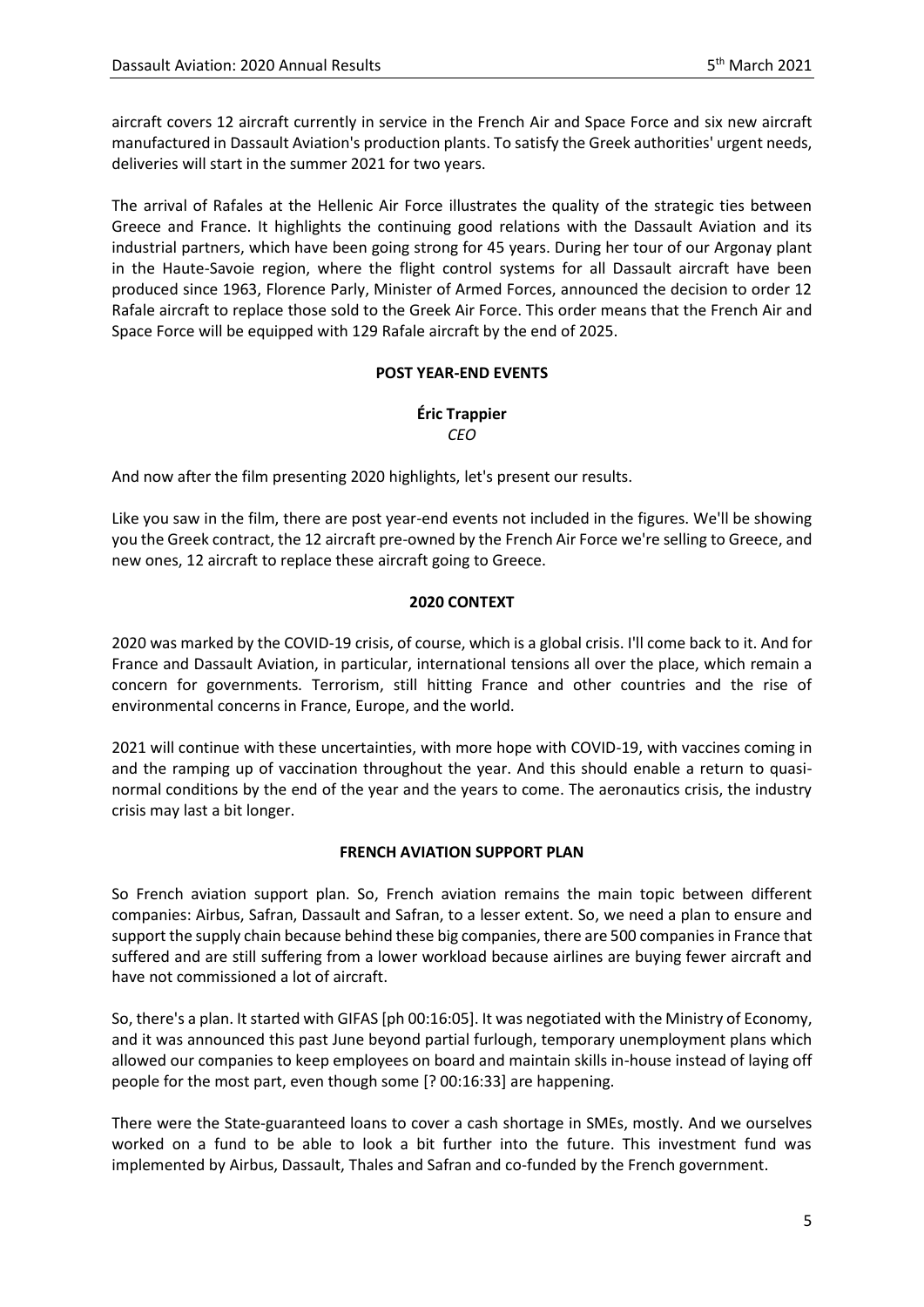aircraft covers 12 aircraft currently in service in the French Air and Space Force and six new aircraft manufactured in Dassault Aviation's production plants. To satisfy the Greek authorities' urgent needs, deliveries will start in the summer 2021 for two years.

The arrival of Rafales at the Hellenic Air Force illustrates the quality of the strategic ties between Greece and France. It highlights the continuing good relations with the Dassault Aviation and its industrial partners, which have been going strong for 45 years. During her tour of our Argonay plant in the Haute-Savoie region, where the flight control systems for all Dassault aircraft have been produced since 1963, Florence Parly, Minister of Armed Forces, announced the decision to order 12 Rafale aircraft to replace those sold to the Greek Air Force. This order means that the French Air and Space Force will be equipped with 129 Rafale aircraft by the end of 2025.

## POST YEAR-END EVENTS

**Éric Trappier**
*CEO*

And now after the film presenting 2020 highlights, let's present our results.

Like you saw in the film, there are post year-end events not included in the figures. We'll be showing you the Greek contract, the 12 aircraft pre-owned by the French Air Force we're selling to Greece, and new ones, 12 aircraft to replace these aircraft going to Greece.

## 2020 CONTEXT

2020 was marked by the COVID-19 crisis, of course, which is a global crisis. I'll come back to it. And for France and Dassault Aviation, in particular, international tensions all over the place, which remain a concern for governments. Terrorism, still hitting France and other countries and the rise of environmental concerns in France, Europe, and the world.

2021 will continue with these uncertainties, with more hope with COVID-19, with vaccines coming in and the ramping up of vaccination throughout the year. And this should enable a return to quasi-normal conditions by the end of the year and the years to come. The aeronautics crisis, the industry crisis may last a bit longer.

## FRENCH AVIATION SUPPORT PLAN

So French aviation support plan. So, French aviation remains the main topic between different companies: Airbus, Safran, Dassault and Safran, to a lesser extent. So, we need a plan to ensure and support the supply chain because behind these big companies, there are 500 companies in France that suffered and are still suffering from a lower workload because airlines are buying fewer aircraft and have not commissioned a lot of aircraft.

So, there's a plan. It started with GIFAS [ph 00:16:05]. It was negotiated with the Ministry of Economy, and it was announced this past June beyond partial furlough, temporary unemployment plans which allowed our companies to keep employees on board and maintain skills in-house instead of laying off people for the most part, even though some [? 00:16:33] are happening.

There were the State-guaranteed loans to cover a cash shortage in SMEs, mostly. And we ourselves worked on a fund to be able to look a bit further into the future. This investment fund was implemented by Airbus, Dassault, Thales and Safran and co-funded by the French government.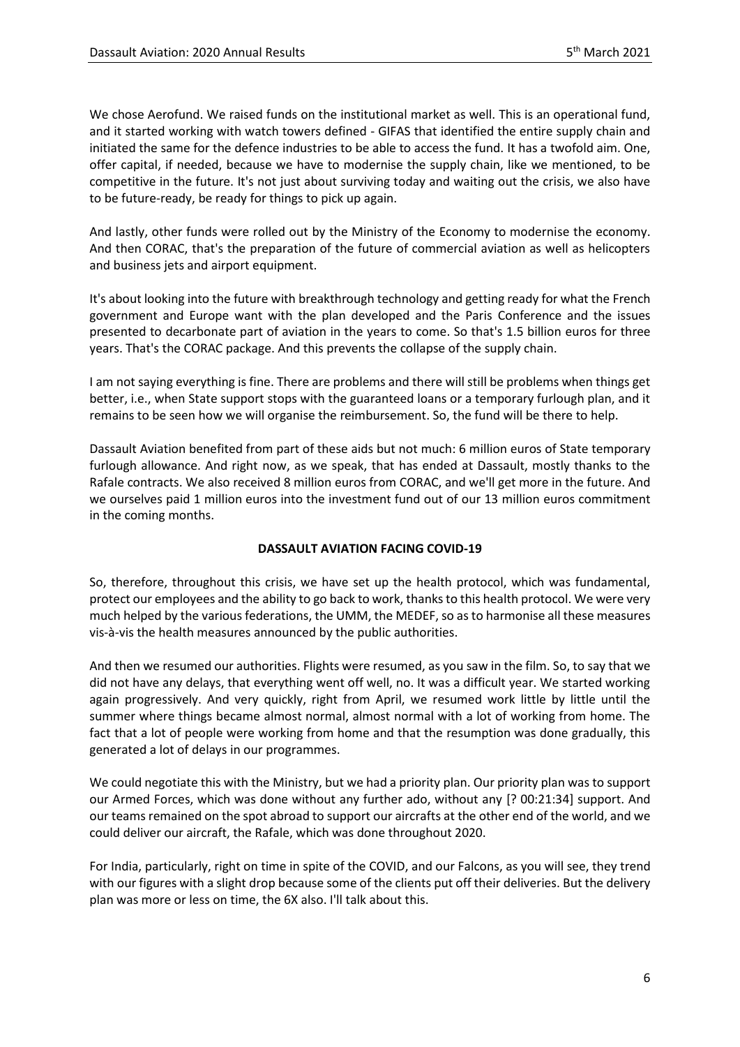We chose Aerofund. We raised funds on the institutional market as well. This is an operational fund, and it started working with watch towers defined - GIFAS that identified the entire supply chain and initiated the same for the defence industries to be able to access the fund. It has a twofold aim. One, offer capital, if needed, because we have to modernise the supply chain, like we mentioned, to be competitive in the future. It's not just about surviving today and waiting out the crisis, we also have to be future-ready, be ready for things to pick up again.

And lastly, other funds were rolled out by the Ministry of the Economy to modernise the economy. And then CORAC, that's the preparation of the future of commercial aviation as well as helicopters and business jets and airport equipment.

It's about looking into the future with breakthrough technology and getting ready for what the French government and Europe want with the plan developed and the Paris Conference and the issues presented to decarbonate part of aviation in the years to come. So that's 1.5 billion euros for three years. That's the CORAC package. And this prevents the collapse of the supply chain.

I am not saying everything is fine. There are problems and there will still be problems when things get better, i.e., when State support stops with the guaranteed loans or a temporary furlough plan, and it remains to be seen how we will organise the reimbursement. So, the fund will be there to help.

Dassault Aviation benefited from part of these aids but not much: 6 million euros of State temporary furlough allowance. And right now, as we speak, that has ended at Dassault, mostly thanks to the Rafale contracts. We also received 8 million euros from CORAC, and we'll get more in the future. And we ourselves paid 1 million euros into the investment fund out of our 13 million euros commitment in the coming months.

## DASSAULT AVIATION FACING COVID-19

So, therefore, throughout this crisis, we have set up the health protocol, which was fundamental, protect our employees and the ability to go back to work, thanks to this health protocol. We were very much helped by the various federations, the UMM, the MEDEF, so as to harmonise all these measures vis-à-vis the health measures announced by the public authorities.

And then we resumed our authorities. Flights were resumed, as you saw in the film. So, to say that we did not have any delays, that everything went off well, no. It was a difficult year. We started working again progressively. And very quickly, right from April, we resumed work little by little until the summer where things became almost normal, almost normal with a lot of working from home. The fact that a lot of people were working from home and that the resumption was done gradually, this generated a lot of delays in our programmes.

We could negotiate this with the Ministry, but we had a priority plan. Our priority plan was to support our Armed Forces, which was done without any further ado, without any [? 00:21:34] support. And our teams remained on the spot abroad to support our aircrafts at the other end of the world, and we could deliver our aircraft, the Rafale, which was done throughout 2020.

For India, particularly, right on time in spite of the COVID, and our Falcons, as you will see, they trend with our figures with a slight drop because some of the clients put off their deliveries. But the delivery plan was more or less on time, the 6X also. I'll talk about this.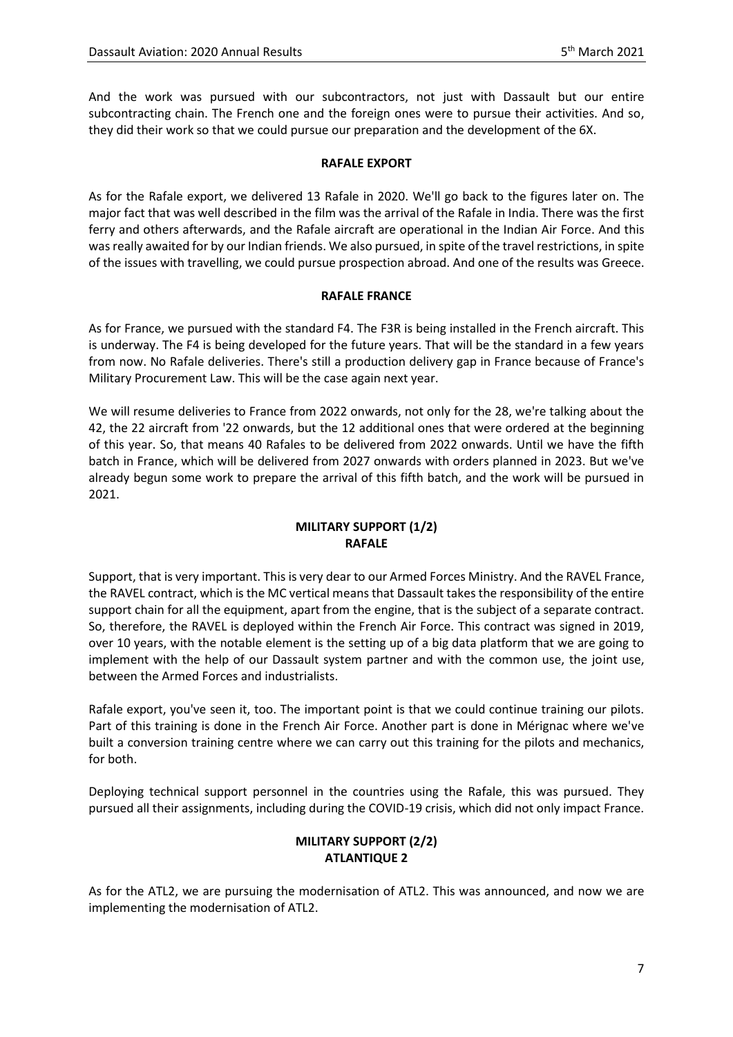And the work was pursued with our subcontractors, not just with Dassault but our entire subcontracting chain. The French one and the foreign ones were to pursue their activities. And so, they did their work so that we could pursue our preparation and the development of the 6X.

## RAFALE EXPORT

As for the Rafale export, we delivered 13 Rafale in 2020. We'll go back to the figures later on. The major fact that was well described in the film was the arrival of the Rafale in India. There was the first ferry and others afterwards, and the Rafale aircraft are operational in the Indian Air Force. And this was really awaited for by our Indian friends. We also pursued, in spite of the travel restrictions, in spite of the issues with travelling, we could pursue prospection abroad. And one of the results was Greece.

## RAFALE FRANCE

As for France, we pursued with the standard F4. The F3R is being installed in the French aircraft. This is underway. The F4 is being developed for the future years. That will be the standard in a few years from now. No Rafale deliveries. There's still a production delivery gap in France because of France's Military Procurement Law. This will be the case again next year.

We will resume deliveries to France from 2022 onwards, not only for the 28, we're talking about the 42, the 22 aircraft from '22 onwards, but the 12 additional ones that were ordered at the beginning of this year. So, that means 40 Rafales to be delivered from 2022 onwards. Until we have the fifth batch in France, which will be delivered from 2027 onwards with orders planned in 2023. But we've already begun some work to prepare the arrival of this fifth batch, and the work will be pursued in 2021.

## MILITARY SUPPORT (1/2) RAFALE

Support, that is very important. This is very dear to our Armed Forces Ministry. And the RAVEL France, the RAVEL contract, which is the MC vertical means that Dassault takes the responsibility of the entire support chain for all the equipment, apart from the engine, that is the subject of a separate contract. So, therefore, the RAVEL is deployed within the French Air Force. This contract was signed in 2019, over 10 years, with the notable element is the setting up of a big data platform that we are going to implement with the help of our Dassault system partner and with the common use, the joint use, between the Armed Forces and industrialists.

Rafale export, you've seen it, too. The important point is that we could continue training our pilots. Part of this training is done in the French Air Force. Another part is done in Mérignac where we've built a conversion training centre where we can carry out this training for the pilots and mechanics, for both.

Deploying technical support personnel in the countries using the Rafale, this was pursued. They pursued all their assignments, including during the COVID-19 crisis, which did not only impact France.

## MILITARY SUPPORT (2/2) ATLANTIQUE 2

As for the ATL2, we are pursuing the modernisation of ATL2. This was announced, and now we are implementing the modernisation of ATL2.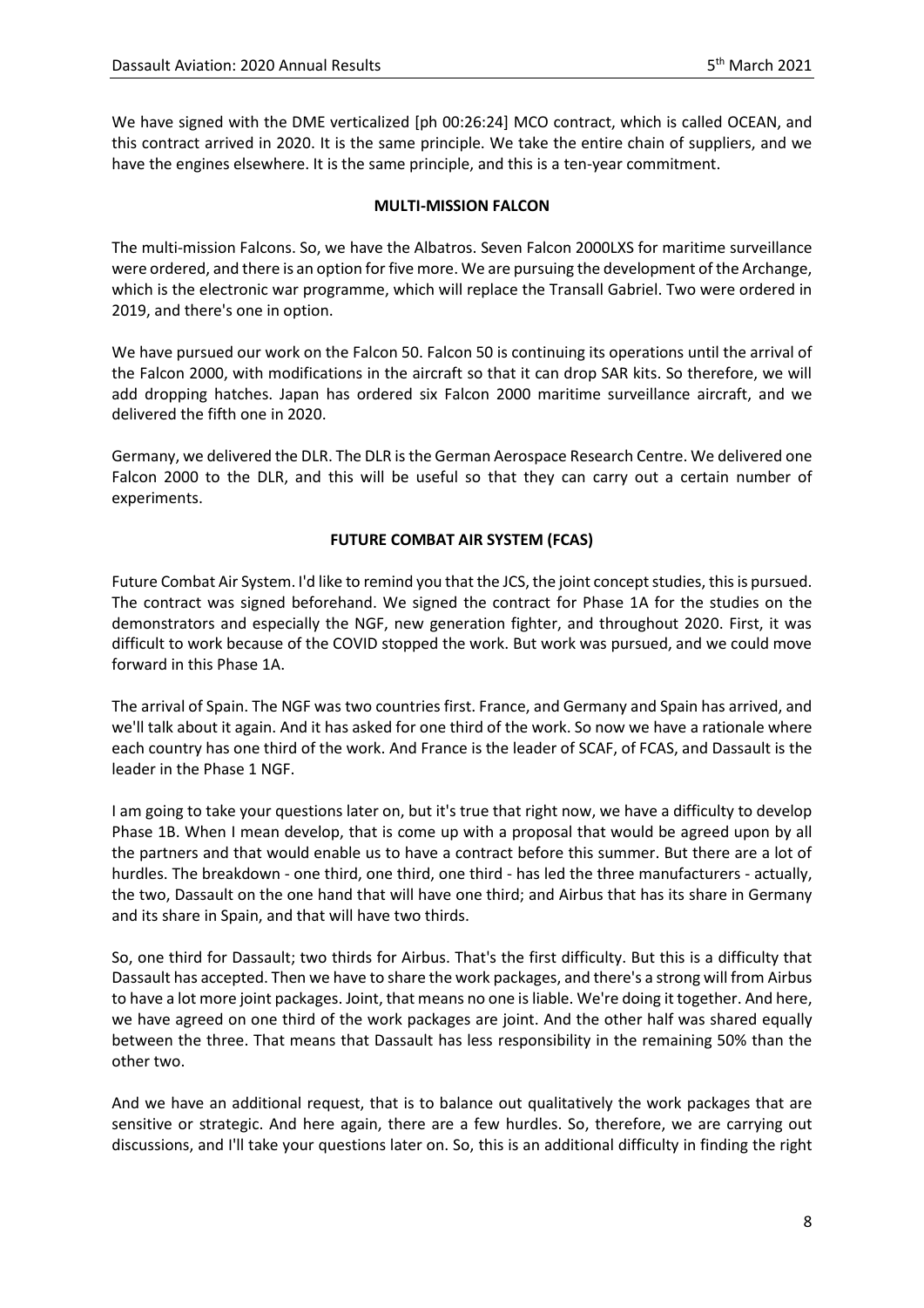We have signed with the DME verticalized [ph 00:26:24] MCO contract, which is called OCEAN, and this contract arrived in 2020. It is the same principle. We take the entire chain of suppliers, and we have the engines elsewhere. It is the same principle, and this is a ten-year commitment.

## MULTI-MISSION FALCON

The multi-mission Falcons. So, we have the Albatros. Seven Falcon 2000LXS for maritime surveillance were ordered, and there is an option for five more. We are pursuing the development of the Archange, which is the electronic war programme, which will replace the Transall Gabriel. Two were ordered in 2019, and there's one in option.

We have pursued our work on the Falcon 50. Falcon 50 is continuing its operations until the arrival of the Falcon 2000, with modifications in the aircraft so that it can drop SAR kits. So therefore, we will add dropping hatches. Japan has ordered six Falcon 2000 maritime surveillance aircraft, and we delivered the fifth one in 2020.

Germany, we delivered the DLR. The DLR is the German Aerospace Research Centre. We delivered one Falcon 2000 to the DLR, and this will be useful so that they can carry out a certain number of experiments.

## FUTURE COMBAT AIR SYSTEM (FCAS)

Future Combat Air System. I'd like to remind you that the JCS, the joint concept studies, this is pursued. The contract was signed beforehand. We signed the contract for Phase 1A for the studies on the demonstrators and especially the NGF, new generation fighter, and throughout 2020. First, it was difficult to work because of the COVID stopped the work. But work was pursued, and we could move forward in this Phase 1A.

The arrival of Spain. The NGF was two countries first. France, and Germany and Spain has arrived, and we'll talk about it again. And it has asked for one third of the work. So now we have a rationale where each country has one third of the work. And France is the leader of SCAF, of FCAS, and Dassault is the leader in the Phase 1 NGF.

I am going to take your questions later on, but it's true that right now, we have a difficulty to develop Phase 1B. When I mean develop, that is come up with a proposal that would be agreed upon by all the partners and that would enable us to have a contract before this summer. But there are a lot of hurdles. The breakdown - one third, one third, one third - has led the three manufacturers - actually, the two, Dassault on the one hand that will have one third; and Airbus that has its share in Germany and its share in Spain, and that will have two thirds.

So, one third for Dassault; two thirds for Airbus. That's the first difficulty. But this is a difficulty that Dassault has accepted. Then we have to share the work packages, and there's a strong will from Airbus to have a lot more joint packages. Joint, that means no one is liable. We're doing it together. And here, we have agreed on one third of the work packages are joint. And the other half was shared equally between the three. That means that Dassault has less responsibility in the remaining 50% than the other two.

And we have an additional request, that is to balance out qualitatively the work packages that are sensitive or strategic. And here again, there are a few hurdles. So, therefore, we are carrying out discussions, and I'll take your questions later on. So, this is an additional difficulty in finding the right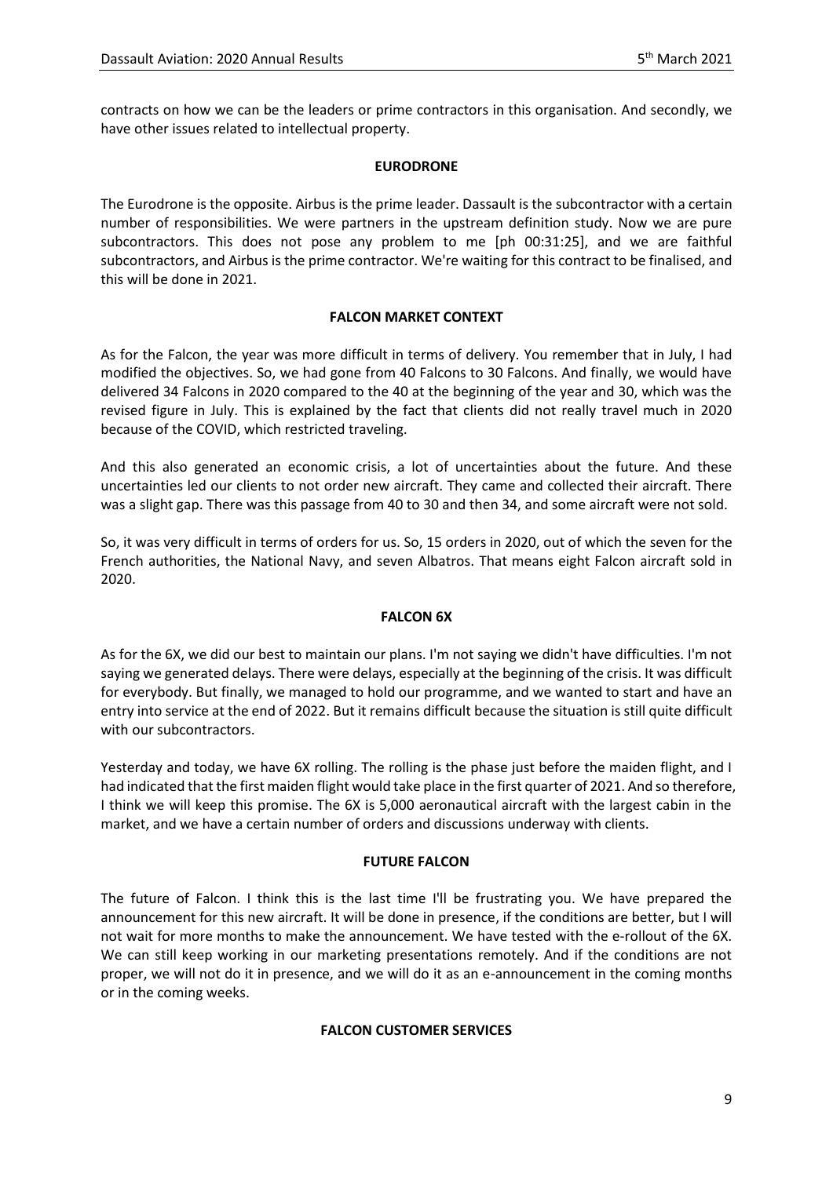contracts on how we can be the leaders or prime contractors in this organisation. And secondly, we have other issues related to intellectual property.

## EURODRONE

The Eurodrone is the opposite. Airbus is the prime leader. Dassault is the subcontractor with a certain number of responsibilities. We were partners in the upstream definition study. Now we are pure subcontractors. This does not pose any problem to me [ph 00:31:25], and we are faithful subcontractors, and Airbus is the prime contractor. We're waiting for this contract to be finalised, and this will be done in 2021.

## FALCON MARKET CONTEXT

As for the Falcon, the year was more difficult in terms of delivery. You remember that in July, I had modified the objectives. So, we had gone from 40 Falcons to 30 Falcons. And finally, we would have delivered 34 Falcons in 2020 compared to the 40 at the beginning of the year and 30, which was the revised figure in July. This is explained by the fact that clients did not really travel much in 2020 because of the COVID, which restricted traveling.

And this also generated an economic crisis, a lot of uncertainties about the future. And these uncertainties led our clients to not order new aircraft. They came and collected their aircraft. There was a slight gap. There was this passage from 40 to 30 and then 34, and some aircraft were not sold.

So, it was very difficult in terms of orders for us. So, 15 orders in 2020, out of which the seven for the French authorities, the National Navy, and seven Albatros. That means eight Falcon aircraft sold in 2020.

## FALCON 6X

As for the 6X, we did our best to maintain our plans. I'm not saying we didn't have difficulties. I'm not saying we generated delays. There were delays, especially at the beginning of the crisis. It was difficult for everybody. But finally, we managed to hold our programme, and we wanted to start and have an entry into service at the end of 2022. But it remains difficult because the situation is still quite difficult with our subcontractors.

Yesterday and today, we have 6X rolling. The rolling is the phase just before the maiden flight, and I had indicated that the first maiden flight would take place in the first quarter of 2021. And so therefore, I think we will keep this promise. The 6X is 5,000 aeronautical aircraft with the largest cabin in the market, and we have a certain number of orders and discussions underway with clients.

## FUTURE FALCON

The future of Falcon. I think this is the last time I'll be frustrating you. We have prepared the announcement for this new aircraft. It will be done in presence, if the conditions are better, but I will not wait for more months to make the announcement. We have tested with the e-rollout of the 6X. We can still keep working in our marketing presentations remotely. And if the conditions are not proper, we will not do it in presence, and we will do it as an e-announcement in the coming months or in the coming weeks.

## FALCON CUSTOMER SERVICES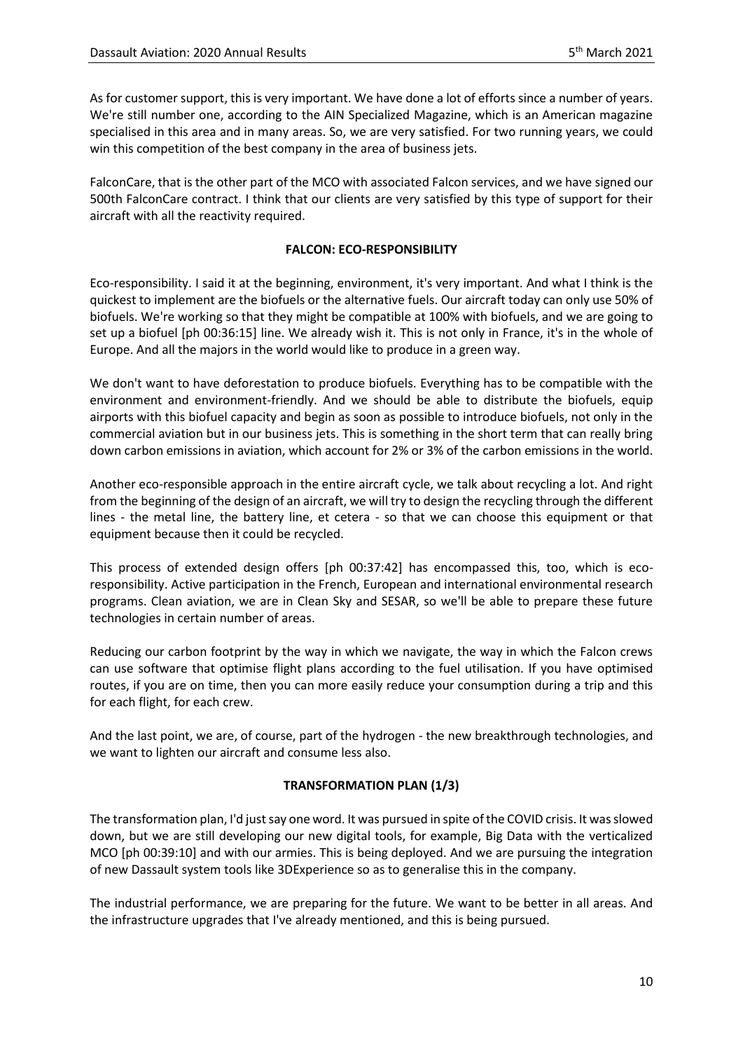As for customer support, this is very important. We have done a lot of efforts since a number of years. We're still number one, according to the AIN Specialized Magazine, which is an American magazine specialised in this area and in many areas. So, we are very satisfied. For two running years, we could win this competition of the best company in the area of business jets.

FalconCare, that is the other part of the MCO with associated Falcon services, and we have signed our 500th FalconCare contract. I think that our clients are very satisfied by this type of support for their aircraft with all the reactivity required.

## FALCON: ECO-RESPONSIBILITY

Eco-responsibility. I said it at the beginning, environment, it's very important. And what I think is the quickest to implement are the biofuels or the alternative fuels. Our aircraft today can only use 50% of biofuels. We're working so that they might be compatible at 100% with biofuels, and we are going to set up a biofuel [ph 00:36:15] line. We already wish it. This is not only in France, it's in the whole of Europe. And all the majors in the world would like to produce in a green way.

We don't want to have deforestation to produce biofuels. Everything has to be compatible with the environment and environment-friendly. And we should be able to distribute the biofuels, equip airports with this biofuel capacity and begin as soon as possible to introduce biofuels, not only in the commercial aviation but in our business jets. This is something in the short term that can really bring down carbon emissions in aviation, which account for 2% or 3% of the carbon emissions in the world.

Another eco-responsible approach in the entire aircraft cycle, we talk about recycling a lot. And right from the beginning of the design of an aircraft, we will try to design the recycling through the different lines - the metal line, the battery line, et cetera - so that we can choose this equipment or that equipment because then it could be recycled.

This process of extended design offers [ph 00:37:42] has encompassed this, too, which is eco-responsibility. Active participation in the French, European and international environmental research programs. Clean aviation, we are in Clean Sky and SESAR, so we'll be able to prepare these future technologies in certain number of areas.

Reducing our carbon footprint by the way in which we navigate, the way in which the Falcon crews can use software that optimise flight plans according to the fuel utilisation. If you have optimised routes, if you are on time, then you can more easily reduce your consumption during a trip and this for each flight, for each crew.

And the last point, we are, of course, part of the hydrogen - the new breakthrough technologies, and we want to lighten our aircraft and consume less also.

## TRANSFORMATION PLAN (1/3)

The transformation plan, I'd just say one word. It was pursued in spite of the COVID crisis. It was slowed down, but we are still developing our new digital tools, for example, Big Data with the verticalized MCO [ph 00:39:10] and with our armies. This is being deployed. And we are pursuing the integration of new Dassault system tools like 3DExperience so as to generalise this in the company.

The industrial performance, we are preparing for the future. We want to be better in all areas. And the infrastructure upgrades that I've already mentioned, and this is being pursued.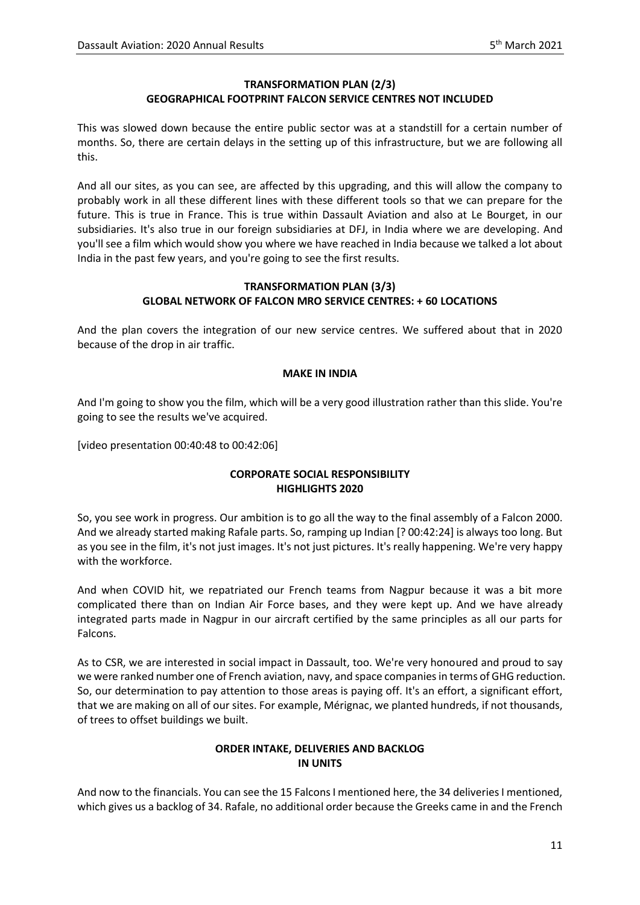## TRANSFORMATION PLAN (2/3) GEOGRAPHICAL FOOTPRINT FALCON SERVICE CENTRES NOT INCLUDED

This was slowed down because the entire public sector was at a standstill for a certain number of months. So, there are certain delays in the setting up of this infrastructure, but we are following all this.

And all our sites, as you can see, are affected by this upgrading, and this will allow the company to probably work in all these different lines with these different tools so that we can prepare for the future. This is true in France. This is true within Dassault Aviation and also at Le Bourget, in our subsidiaries. It's also true in our foreign subsidiaries at DFJ, in India where we are developing. And you'll see a film which would show you where we have reached in India because we talked a lot about India in the past few years, and you're going to see the first results.

## TRANSFORMATION PLAN (3/3) GLOBAL NETWORK OF FALCON MRO SERVICE CENTRES: + 60 LOCATIONS

And the plan covers the integration of our new service centres. We suffered about that in 2020 because of the drop in air traffic.

## MAKE IN INDIA

And I'm going to show you the film, which will be a very good illustration rather than this slide. You're going to see the results we've acquired.

[video presentation 00:40:48 to 00:42:06]

## CORPORATE SOCIAL RESPONSIBILITY HIGHLIGHTS 2020

So, you see work in progress. Our ambition is to go all the way to the final assembly of a Falcon 2000. And we already started making Rafale parts. So, ramping up Indian [? 00:42:24] is always too long. But as you see in the film, it's not just images. It's not just pictures. It's really happening. We're very happy with the workforce.

And when COVID hit, we repatriated our French teams from Nagpur because it was a bit more complicated there than on Indian Air Force bases, and they were kept up. And we have already integrated parts made in Nagpur in our aircraft certified by the same principles as all our parts for Falcons.

As to CSR, we are interested in social impact in Dassault, too. We're very honoured and proud to say we were ranked number one of French aviation, navy, and space companies in terms of GHG reduction. So, our determination to pay attention to those areas is paying off. It's an effort, a significant effort, that we are making on all of our sites. For example, Mérignac, we planted hundreds, if not thousands, of trees to offset buildings we built.

## ORDER INTAKE, DELIVERIES AND BACKLOG IN UNITS

And now to the financials. You can see the 15 Falcons I mentioned here, the 34 deliveries I mentioned, which gives us a backlog of 34. Rafale, no additional order because the Greeks came in and the French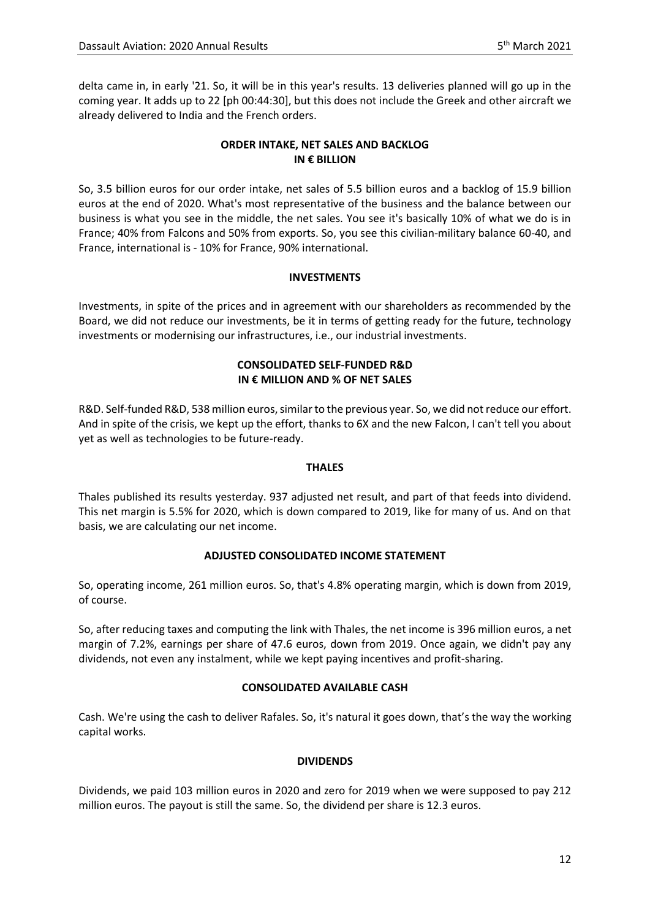delta came in, in early '21. So, it will be in this year's results. 13 deliveries planned will go up in the coming year. It adds up to 22 [ph 00:44:30], but this does not include the Greek and other aircraft we already delivered to India and the French orders.

## ORDER INTAKE, NET SALES AND BACKLOG IN € BILLION

So, 3.5 billion euros for our order intake, net sales of 5.5 billion euros and a backlog of 15.9 billion euros at the end of 2020. What's most representative of the business and the balance between our business is what you see in the middle, the net sales. You see it's basically 10% of what we do is in France; 40% from Falcons and 50% from exports. So, you see this civilian-military balance 60-40, and France, international is - 10% for France, 90% international.

## INVESTMENTS

Investments, in spite of the prices and in agreement with our shareholders as recommended by the Board, we did not reduce our investments, be it in terms of getting ready for the future, technology investments or modernising our infrastructures, i.e., our industrial investments.

## CONSOLIDATED SELF-FUNDED R&D IN € MILLION AND % OF NET SALES

R&D. Self-funded R&D, 538 million euros, similar to the previous year. So, we did not reduce our effort. And in spite of the crisis, we kept up the effort, thanks to 6X and the new Falcon, I can't tell you about yet as well as technologies to be future-ready.

## THALES

Thales published its results yesterday. 937 adjusted net result, and part of that feeds into dividend. This net margin is 5.5% for 2020, which is down compared to 2019, like for many of us. And on that basis, we are calculating our net income.

## ADJUSTED CONSOLIDATED INCOME STATEMENT

So, operating income, 261 million euros. So, that's 4.8% operating margin, which is down from 2019, of course.

So, after reducing taxes and computing the link with Thales, the net income is 396 million euros, a net margin of 7.2%, earnings per share of 47.6 euros, down from 2019. Once again, we didn't pay any dividends, not even any instalment, while we kept paying incentives and profit-sharing.

## CONSOLIDATED AVAILABLE CASH

Cash. We're using the cash to deliver Rafales. So, it's natural it goes down, that's the way the working capital works.

## DIVIDENDS

Dividends, we paid 103 million euros in 2020 and zero for 2019 when we were supposed to pay 212 million euros. The payout is still the same. So, the dividend per share is 12.3 euros.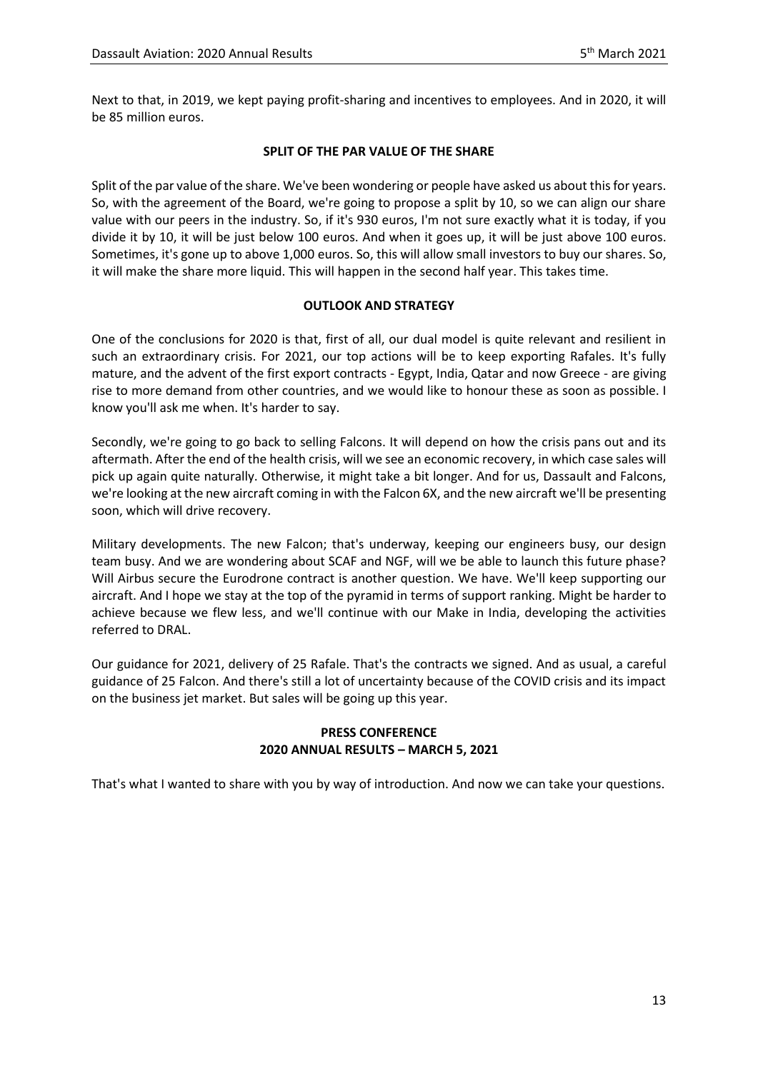Next to that, in 2019, we kept paying profit-sharing and incentives to employees. And in 2020, it will be 85 million euros.

## SPLIT OF THE PAR VALUE OF THE SHARE

Split of the par value of the share. We've been wondering or people have asked us about this for years. So, with the agreement of the Board, we're going to propose a split by 10, so we can align our share value with our peers in the industry. So, if it's 930 euros, I'm not sure exactly what it is today, if you divide it by 10, it will be just below 100 euros. And when it goes up, it will be just above 100 euros. Sometimes, it's gone up to above 1,000 euros. So, this will allow small investors to buy our shares. So, it will make the share more liquid. This will happen in the second half year. This takes time.

## OUTLOOK AND STRATEGY

One of the conclusions for 2020 is that, first of all, our dual model is quite relevant and resilient in such an extraordinary crisis. For 2021, our top actions will be to keep exporting Rafales. It's fully mature, and the advent of the first export contracts - Egypt, India, Qatar and now Greece - are giving rise to more demand from other countries, and we would like to honour these as soon as possible. I know you'll ask me when. It's harder to say.

Secondly, we're going to go back to selling Falcons. It will depend on how the crisis pans out and its aftermath. After the end of the health crisis, will we see an economic recovery, in which case sales will pick up again quite naturally. Otherwise, it might take a bit longer. And for us, Dassault and Falcons, we're looking at the new aircraft coming in with the Falcon 6X, and the new aircraft we'll be presenting soon, which will drive recovery.

Military developments. The new Falcon; that's underway, keeping our engineers busy, our design team busy. And we are wondering about SCAF and NGF, will we be able to launch this future phase? Will Airbus secure the Eurodrone contract is another question. We have. We'll keep supporting our aircraft. And I hope we stay at the top of the pyramid in terms of support ranking. Might be harder to achieve because we flew less, and we'll continue with our Make in India, developing the activities referred to DRAL.

Our guidance for 2021, delivery of 25 Rafale. That's the contracts we signed. And as usual, a careful guidance of 25 Falcon. And there's still a lot of uncertainty because of the COVID crisis and its impact on the business jet market. But sales will be going up this year.

## PRESS CONFERENCE
## 2020 ANNUAL RESULTS – MARCH 5, 2021

That's what I wanted to share with you by way of introduction. And now we can take your questions.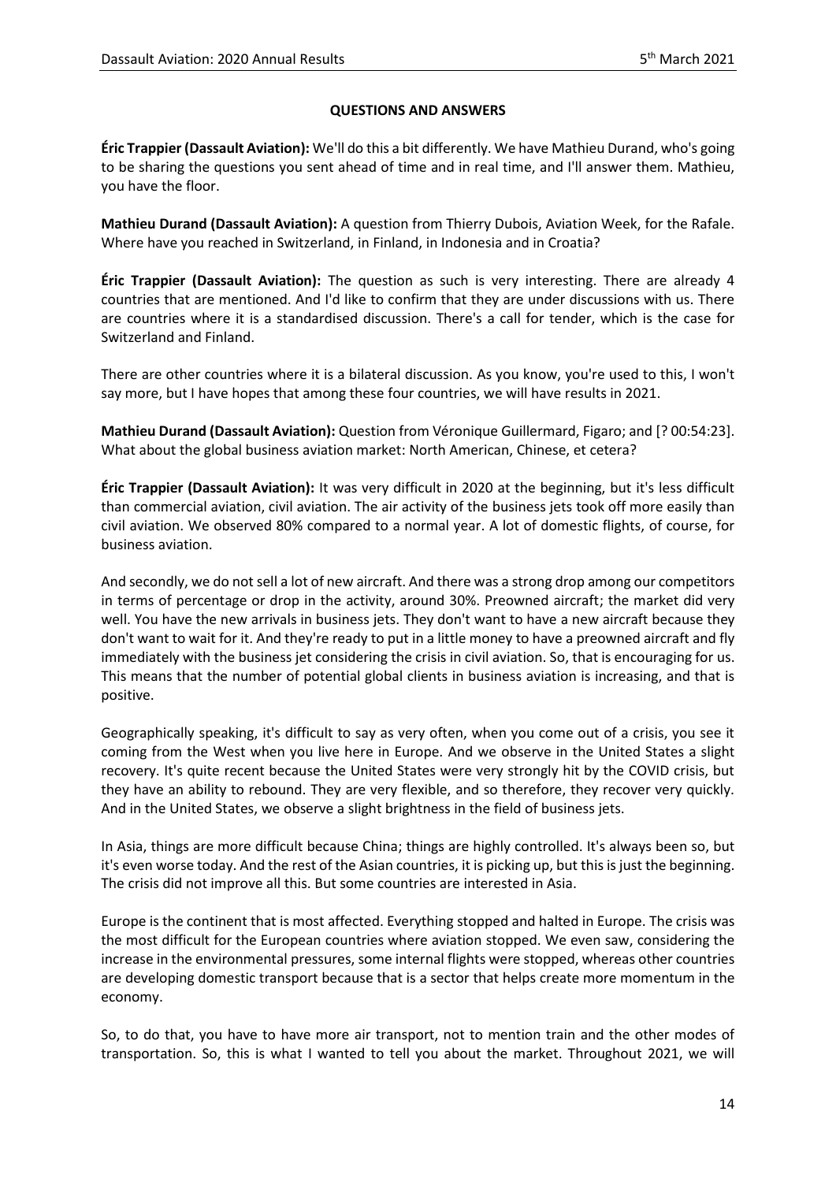**QUESTIONS AND ANSWERS**

**Éric Trappier (Dassault Aviation):** We'll do this a bit differently. We have Mathieu Durand, who's going to be sharing the questions you sent ahead of time and in real time, and I'll answer them. Mathieu, you have the floor.

**Mathieu Durand (Dassault Aviation):** A question from Thierry Dubois, Aviation Week, for the Rafale. Where have you reached in Switzerland, in Finland, in Indonesia and in Croatia?

**Éric Trappier (Dassault Aviation):** The question as such is very interesting. There are already 4 countries that are mentioned. And I'd like to confirm that they are under discussions with us. There are countries where it is a standardised discussion. There's a call for tender, which is the case for Switzerland and Finland.

There are other countries where it is a bilateral discussion. As you know, you're used to this, I won't say more, but I have hopes that among these four countries, we will have results in 2021.

**Mathieu Durand (Dassault Aviation):** Question from Véronique Guillermard, Figaro; and [? 00:54:23]. What about the global business aviation market: North American, Chinese, et cetera?

**Éric Trappier (Dassault Aviation):** It was very difficult in 2020 at the beginning, but it's less difficult than commercial aviation, civil aviation. The air activity of the business jets took off more easily than civil aviation. We observed 80% compared to a normal year. A lot of domestic flights, of course, for business aviation.

And secondly, we do not sell a lot of new aircraft. And there was a strong drop among our competitors in terms of percentage or drop in the activity, around 30%. Preowned aircraft; the market did very well. You have the new arrivals in business jets. They don't want to have a new aircraft because they don't want to wait for it. And they're ready to put in a little money to have a preowned aircraft and fly immediately with the business jet considering the crisis in civil aviation. So, that is encouraging for us. This means that the number of potential global clients in business aviation is increasing, and that is positive.

Geographically speaking, it's difficult to say as very often, when you come out of a crisis, you see it coming from the West when you live here in Europe. And we observe in the United States a slight recovery. It's quite recent because the United States were very strongly hit by the COVID crisis, but they have an ability to rebound. They are very flexible, and so therefore, they recover very quickly. And in the United States, we observe a slight brightness in the field of business jets.

In Asia, things are more difficult because China; things are highly controlled. It's always been so, but it's even worse today. And the rest of the Asian countries, it is picking up, but this is just the beginning. The crisis did not improve all this. But some countries are interested in Asia.

Europe is the continent that is most affected. Everything stopped and halted in Europe. The crisis was the most difficult for the European countries where aviation stopped. We even saw, considering the increase in the environmental pressures, some internal flights were stopped, whereas other countries are developing domestic transport because that is a sector that helps create more momentum in the economy.

So, to do that, you have to have more air transport, not to mention train and the other modes of transportation. So, this is what I wanted to tell you about the market. Throughout 2021, we will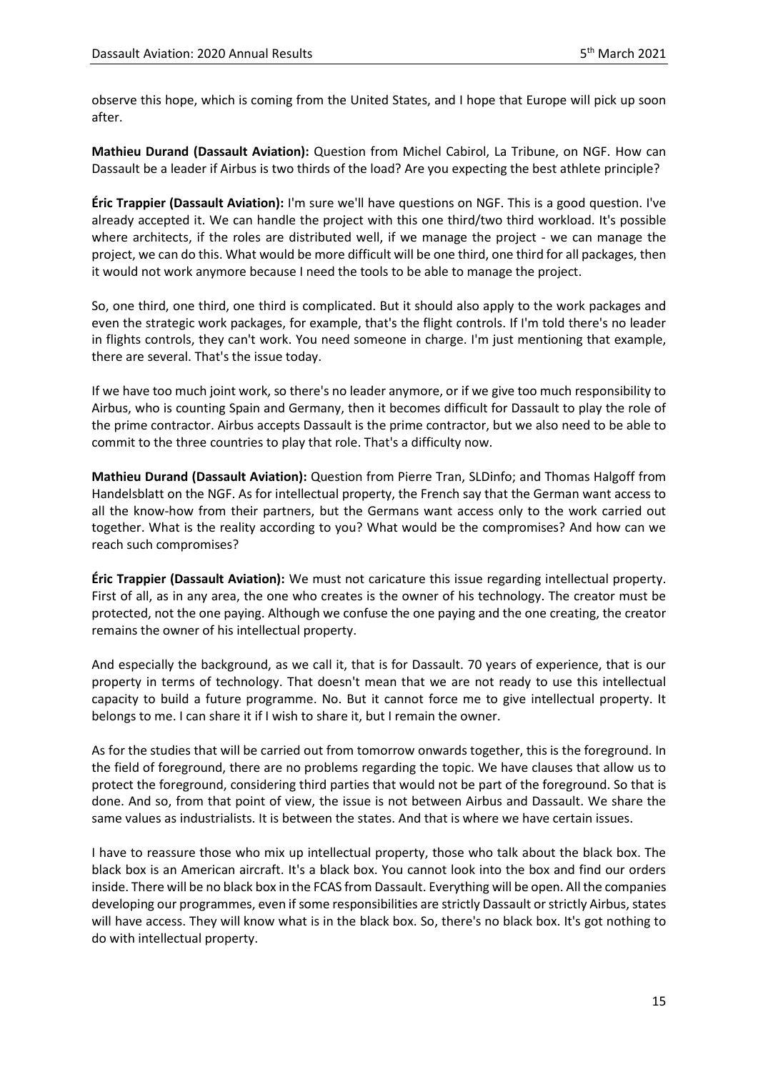observe this hope, which is coming from the United States, and I hope that Europe will pick up soon after.

**Mathieu Durand (Dassault Aviation):** Question from Michel Cabirol, La Tribune, on NGF. How can Dassault be a leader if Airbus is two thirds of the load? Are you expecting the best athlete principle?

**Éric Trappier (Dassault Aviation):** I'm sure we'll have questions on NGF. This is a good question. I've already accepted it. We can handle the project with this one third/two third workload. It's possible where architects, if the roles are distributed well, if we manage the project - we can manage the project, we can do this. What would be more difficult will be one third, one third for all packages, then it would not work anymore because I need the tools to be able to manage the project.

So, one third, one third, one third is complicated. But it should also apply to the work packages and even the strategic work packages, for example, that's the flight controls. If I'm told there's no leader in flights controls, they can't work. You need someone in charge. I'm just mentioning that example, there are several. That's the issue today.

If we have too much joint work, so there's no leader anymore, or if we give too much responsibility to Airbus, who is counting Spain and Germany, then it becomes difficult for Dassault to play the role of the prime contractor. Airbus accepts Dassault is the prime contractor, but we also need to be able to commit to the three countries to play that role. That's a difficulty now.

**Mathieu Durand (Dassault Aviation):** Question from Pierre Tran, SLDinfo; and Thomas Halgoff from Handelsblatt on the NGF. As for intellectual property, the French say that the German want access to all the know-how from their partners, but the Germans want access only to the work carried out together. What is the reality according to you? What would be the compromises? And how can we reach such compromises?

**Éric Trappier (Dassault Aviation):** We must not caricature this issue regarding intellectual property. First of all, as in any area, the one who creates is the owner of his technology. The creator must be protected, not the one paying. Although we confuse the one paying and the one creating, the creator remains the owner of his intellectual property.

And especially the background, as we call it, that is for Dassault. 70 years of experience, that is our property in terms of technology. That doesn't mean that we are not ready to use this intellectual capacity to build a future programme. No. But it cannot force me to give intellectual property. It belongs to me. I can share it if I wish to share it, but I remain the owner.

As for the studies that will be carried out from tomorrow onwards together, this is the foreground. In the field of foreground, there are no problems regarding the topic. We have clauses that allow us to protect the foreground, considering third parties that would not be part of the foreground. So that is done. And so, from that point of view, the issue is not between Airbus and Dassault. We share the same values as industrialists. It is between the states. And that is where we have certain issues.

I have to reassure those who mix up intellectual property, those who talk about the black box. The black box is an American aircraft. It's a black box. You cannot look into the box and find our orders inside. There will be no black box in the FCAS from Dassault. Everything will be open. All the companies developing our programmes, even if some responsibilities are strictly Dassault or strictly Airbus, states will have access. They will know what is in the black box. So, there's no black box. It's got nothing to do with intellectual property.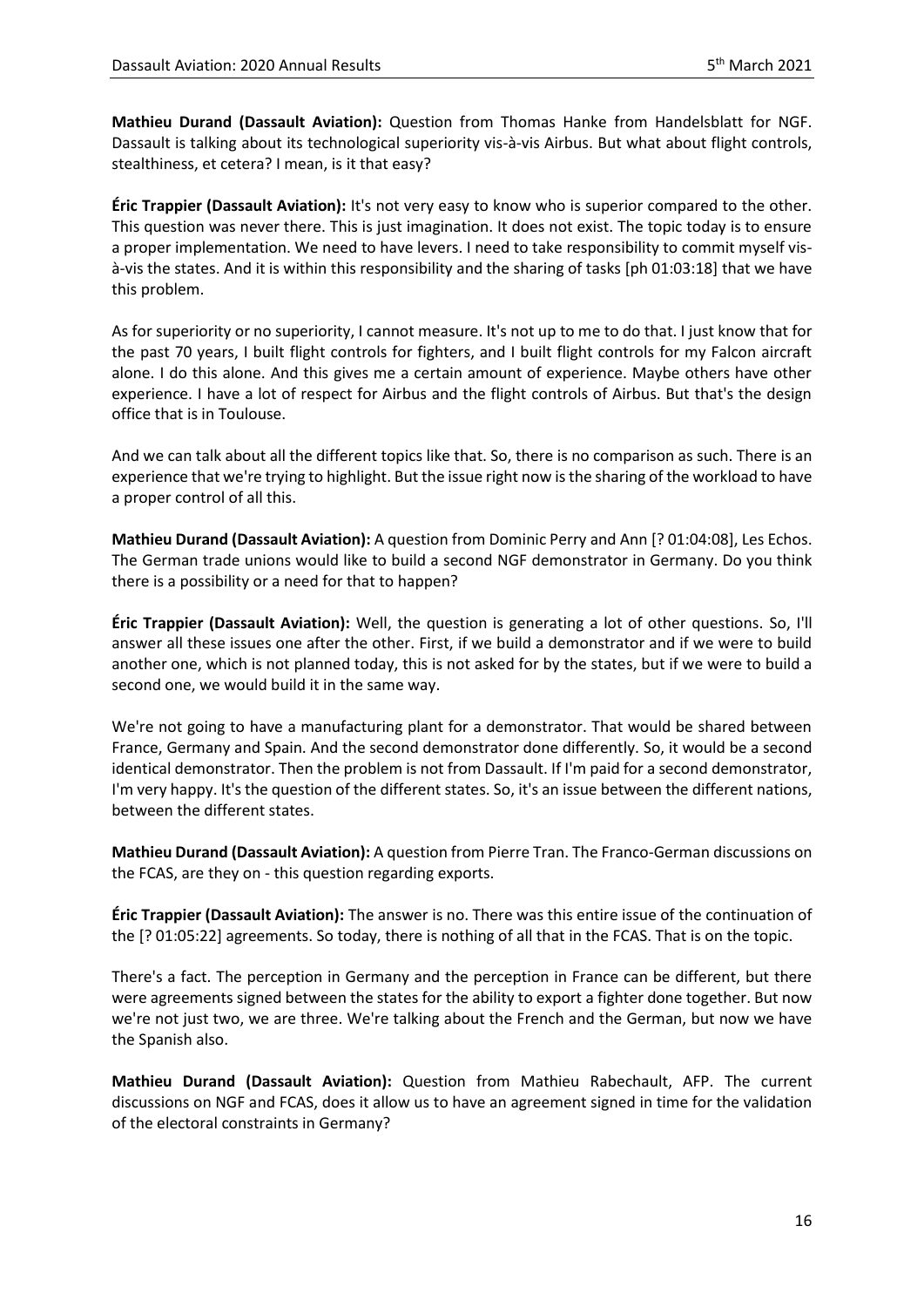**Mathieu Durand (Dassault Aviation):** Question from Thomas Hanke from Handelsblatt for NGF. Dassault is talking about its technological superiority vis-à-vis Airbus. But what about flight controls, stealthiness, et cetera? I mean, is it that easy?

**Éric Trappier (Dassault Aviation):** It's not very easy to know who is superior compared to the other. This question was never there. This is just imagination. It does not exist. The topic today is to ensure a proper implementation. We need to have levers. I need to take responsibility to commit myself vis-à-vis the states. And it is within this responsibility and the sharing of tasks [ph 01:03:18] that we have this problem.

As for superiority or no superiority, I cannot measure. It's not up to me to do that. I just know that for the past 70 years, I built flight controls for fighters, and I built flight controls for my Falcon aircraft alone. I do this alone. And this gives me a certain amount of experience. Maybe others have other experience. I have a lot of respect for Airbus and the flight controls of Airbus. But that's the design office that is in Toulouse.

And we can talk about all the different topics like that. So, there is no comparison as such. There is an experience that we're trying to highlight. But the issue right now is the sharing of the workload to have a proper control of all this.

**Mathieu Durand (Dassault Aviation):** A question from Dominic Perry and Ann [? 01:04:08], Les Echos. The German trade unions would like to build a second NGF demonstrator in Germany. Do you think there is a possibility or a need for that to happen?

**Éric Trappier (Dassault Aviation):** Well, the question is generating a lot of other questions. So, I'll answer all these issues one after the other. First, if we build a demonstrator and if we were to build another one, which is not planned today, this is not asked for by the states, but if we were to build a second one, we would build it in the same way.

We're not going to have a manufacturing plant for a demonstrator. That would be shared between France, Germany and Spain. And the second demonstrator done differently. So, it would be a second identical demonstrator. Then the problem is not from Dassault. If I'm paid for a second demonstrator, I'm very happy. It's the question of the different states. So, it's an issue between the different nations, between the different states.

**Mathieu Durand (Dassault Aviation):** A question from Pierre Tran. The Franco-German discussions on the FCAS, are they on - this question regarding exports.

**Éric Trappier (Dassault Aviation):** The answer is no. There was this entire issue of the continuation of the [? 01:05:22] agreements. So today, there is nothing of all that in the FCAS. That is on the topic.

There's a fact. The perception in Germany and the perception in France can be different, but there were agreements signed between the states for the ability to export a fighter done together. But now we're not just two, we are three. We're talking about the French and the German, but now we have the Spanish also.

**Mathieu Durand (Dassault Aviation):** Question from Mathieu Rabechault, AFP. The current discussions on NGF and FCAS, does it allow us to have an agreement signed in time for the validation of the electoral constraints in Germany?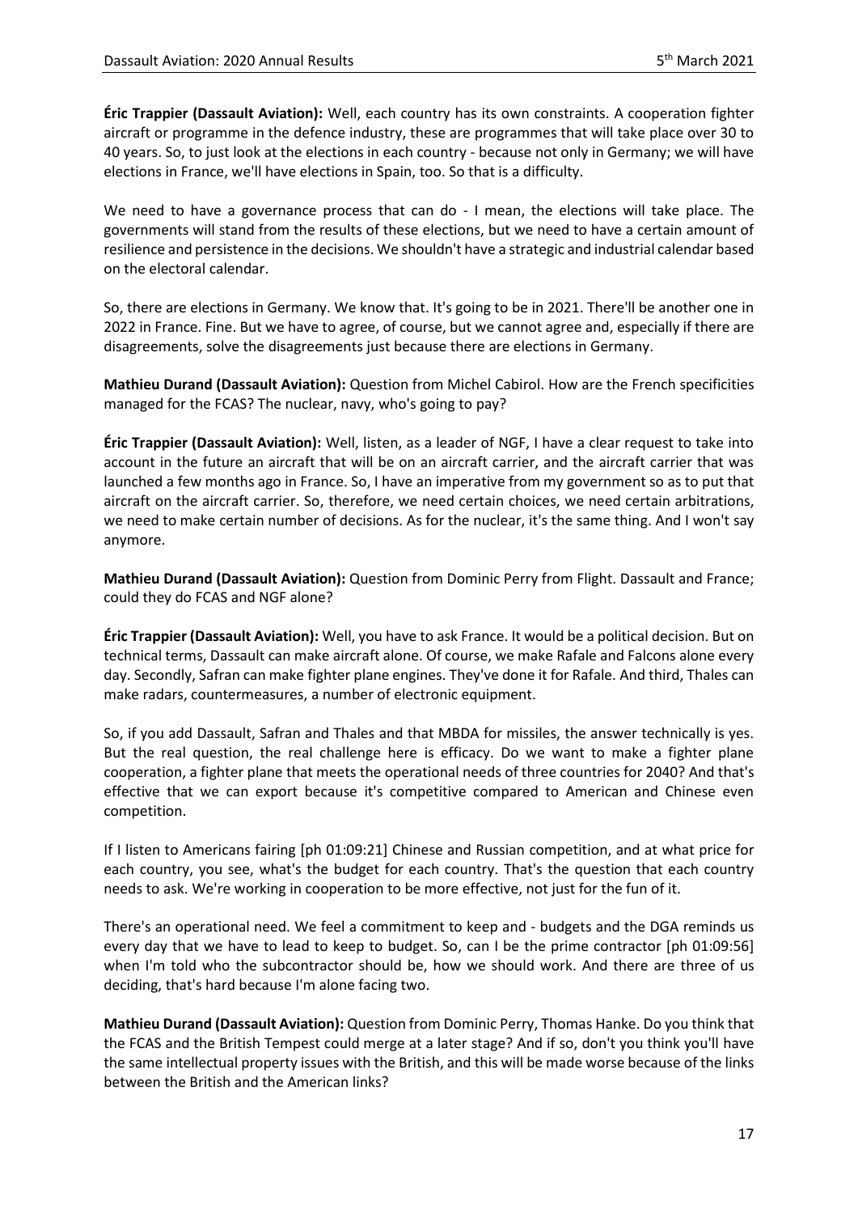**Éric Trappier (Dassault Aviation):** Well, each country has its own constraints. A cooperation fighter aircraft or programme in the defence industry, these are programmes that will take place over 30 to 40 years. So, to just look at the elections in each country - because not only in Germany; we will have elections in France, we'll have elections in Spain, too. So that is a difficulty.

We need to have a governance process that can do - I mean, the elections will take place. The governments will stand from the results of these elections, but we need to have a certain amount of resilience and persistence in the decisions. We shouldn't have a strategic and industrial calendar based on the electoral calendar.

So, there are elections in Germany. We know that. It's going to be in 2021. There'll be another one in 2022 in France. Fine. But we have to agree, of course, but we cannot agree and, especially if there are disagreements, solve the disagreements just because there are elections in Germany.

**Mathieu Durand (Dassault Aviation):** Question from Michel Cabirol. How are the French specificities managed for the FCAS? The nuclear, navy, who's going to pay?

**Éric Trappier (Dassault Aviation):** Well, listen, as a leader of NGF, I have a clear request to take into account in the future an aircraft that will be on an aircraft carrier, and the aircraft carrier that was launched a few months ago in France. So, I have an imperative from my government so as to put that aircraft on the aircraft carrier. So, therefore, we need certain choices, we need certain arbitrations, we need to make certain number of decisions. As for the nuclear, it's the same thing. And I won't say anymore.

**Mathieu Durand (Dassault Aviation):** Question from Dominic Perry from Flight. Dassault and France; could they do FCAS and NGF alone?

**Éric Trappier (Dassault Aviation):** Well, you have to ask France. It would be a political decision. But on technical terms, Dassault can make aircraft alone. Of course, we make Rafale and Falcons alone every day. Secondly, Safran can make fighter plane engines. They've done it for Rafale. And third, Thales can make radars, countermeasures, a number of electronic equipment.

So, if you add Dassault, Safran and Thales and that MBDA for missiles, the answer technically is yes. But the real question, the real challenge here is efficacy. Do we want to make a fighter plane cooperation, a fighter plane that meets the operational needs of three countries for 2040? And that's effective that we can export because it's competitive compared to American and Chinese even competition.

If I listen to Americans fairing [ph 01:09:21] Chinese and Russian competition, and at what price for each country, you see, what's the budget for each country. That's the question that each country needs to ask. We're working in cooperation to be more effective, not just for the fun of it.

There's an operational need. We feel a commitment to keep and - budgets and the DGA reminds us every day that we have to lead to keep to budget. So, can I be the prime contractor [ph 01:09:56] when I'm told who the subcontractor should be, how we should work. And there are three of us deciding, that's hard because I'm alone facing two.

**Mathieu Durand (Dassault Aviation):** Question from Dominic Perry, Thomas Hanke. Do you think that the FCAS and the British Tempest could merge at a later stage? And if so, don't you think you'll have the same intellectual property issues with the British, and this will be made worse because of the links between the British and the American links?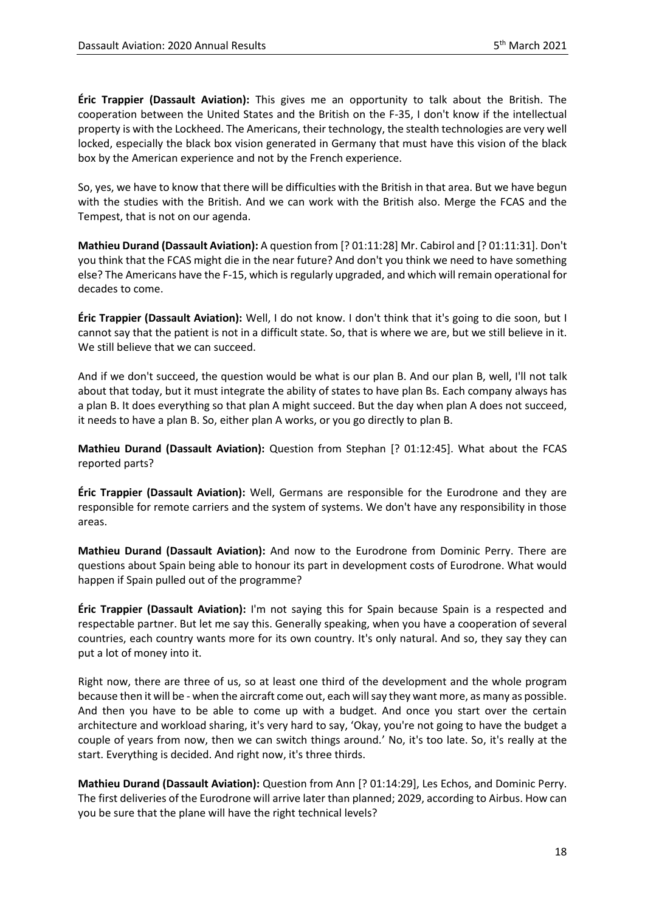**Éric Trappier (Dassault Aviation):** This gives me an opportunity to talk about the British. The cooperation between the United States and the British on the F-35, I don't know if the intellectual property is with the Lockheed. The Americans, their technology, the stealth technologies are very well locked, especially the black box vision generated in Germany that must have this vision of the black box by the American experience and not by the French experience.

So, yes, we have to know that there will be difficulties with the British in that area. But we have begun with the studies with the British. And we can work with the British also. Merge the FCAS and the Tempest, that is not on our agenda.

**Mathieu Durand (Dassault Aviation):** A question from [? 01:11:28] Mr. Cabirol and [? 01:11:31]. Don't you think that the FCAS might die in the near future? And don't you think we need to have something else? The Americans have the F-15, which is regularly upgraded, and which will remain operational for decades to come.

**Éric Trappier (Dassault Aviation):** Well, I do not know. I don't think that it's going to die soon, but I cannot say that the patient is not in a difficult state. So, that is where we are, but we still believe in it. We still believe that we can succeed.

And if we don't succeed, the question would be what is our plan B. And our plan B, well, I'll not talk about that today, but it must integrate the ability of states to have plan Bs. Each company always has a plan B. It does everything so that plan A might succeed. But the day when plan A does not succeed, it needs to have a plan B. So, either plan A works, or you go directly to plan B.

**Mathieu Durand (Dassault Aviation):** Question from Stephan [? 01:12:45]. What about the FCAS reported parts?

**Éric Trappier (Dassault Aviation):** Well, Germans are responsible for the Eurodrone and they are responsible for remote carriers and the system of systems. We don't have any responsibility in those areas.

**Mathieu Durand (Dassault Aviation):** And now to the Eurodrone from Dominic Perry. There are questions about Spain being able to honour its part in development costs of Eurodrone. What would happen if Spain pulled out of the programme?

**Éric Trappier (Dassault Aviation):** I'm not saying this for Spain because Spain is a respected and respectable partner. But let me say this. Generally speaking, when you have a cooperation of several countries, each country wants more for its own country. It's only natural. And so, they say they can put a lot of money into it.

Right now, there are three of us, so at least one third of the development and the whole program because then it will be - when the aircraft come out, each will say they want more, as many as possible. And then you have to be able to come up with a budget. And once you start over the certain architecture and workload sharing, it's very hard to say, 'Okay, you're not going to have the budget a couple of years from now, then we can switch things around.' No, it's too late. So, it's really at the start. Everything is decided. And right now, it's three thirds.

**Mathieu Durand (Dassault Aviation):** Question from Ann [? 01:14:29], Les Echos, and Dominic Perry. The first deliveries of the Eurodrone will arrive later than planned; 2029, according to Airbus. How can you be sure that the plane will have the right technical levels?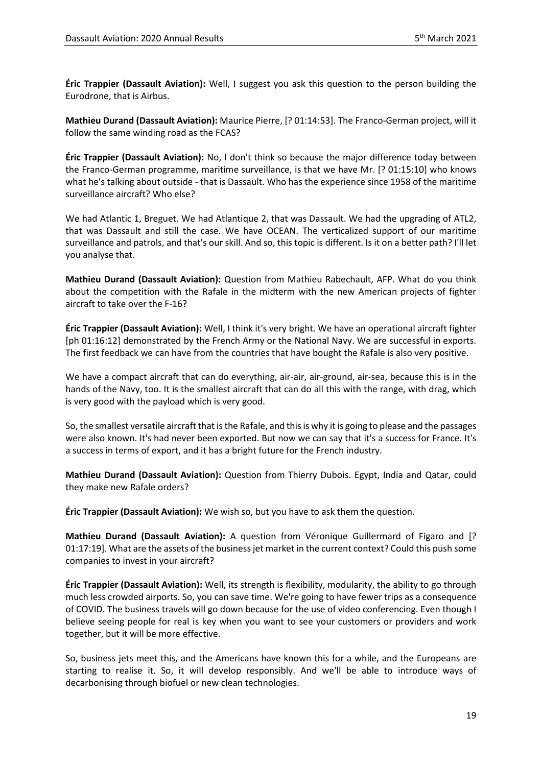**Éric Trappier (Dassault Aviation):** Well, I suggest you ask this question to the person building the Eurodrone, that is Airbus.

**Mathieu Durand (Dassault Aviation):** Maurice Pierre, [? 01:14:53]. The Franco-German project, will it follow the same winding road as the FCAS?

**Éric Trappier (Dassault Aviation):** No, I don't think so because the major difference today between the Franco-German programme, maritime surveillance, is that we have Mr. [? 01:15:10] who knows what he's talking about outside - that is Dassault. Who has the experience since 1958 of the maritime surveillance aircraft? Who else?

We had Atlantic 1, Breguet. We had Atlantique 2, that was Dassault. We had the upgrading of ATL2, that was Dassault and still the case. We have OCEAN. The verticalized support of our maritime surveillance and patrols, and that's our skill. And so, this topic is different. Is it on a better path? I'll let you analyse that.

**Mathieu Durand (Dassault Aviation):** Question from Mathieu Rabechault, AFP. What do you think about the competition with the Rafale in the midterm with the new American projects of fighter aircraft to take over the F-16?

**Éric Trappier (Dassault Aviation):** Well, I think it's very bright. We have an operational aircraft fighter [ph 01:16:12] demonstrated by the French Army or the National Navy. We are successful in exports. The first feedback we can have from the countries that have bought the Rafale is also very positive.

We have a compact aircraft that can do everything, air-air, air-ground, air-sea, because this is in the hands of the Navy, too. It is the smallest aircraft that can do all this with the range, with drag, which is very good with the payload which is very good.

So, the smallest versatile aircraft that is the Rafale, and this is why it is going to please and the passages were also known. It's had never been exported. But now we can say that it's a success for France. It's a success in terms of export, and it has a bright future for the French industry.

**Mathieu Durand (Dassault Aviation):** Question from Thierry Dubois. Egypt, India and Qatar, could they make new Rafale orders?

**Éric Trappier (Dassault Aviation):** We wish so, but you have to ask them the question.

**Mathieu Durand (Dassault Aviation):** A question from Véronique Guillermard of Figaro and [? 01:17:19]. What are the assets of the business jet market in the current context? Could this push some companies to invest in your aircraft?

**Éric Trappier (Dassault Aviation):** Well, its strength is flexibility, modularity, the ability to go through much less crowded airports. So, you can save time. We're going to have fewer trips as a consequence of COVID. The business travels will go down because for the use of video conferencing. Even though I believe seeing people for real is key when you want to see your customers or providers and work together, but it will be more effective.

So, business jets meet this, and the Americans have known this for a while, and the Europeans are starting to realise it. So, it will develop responsibly. And we'll be able to introduce ways of decarbonising through biofuel or new clean technologies.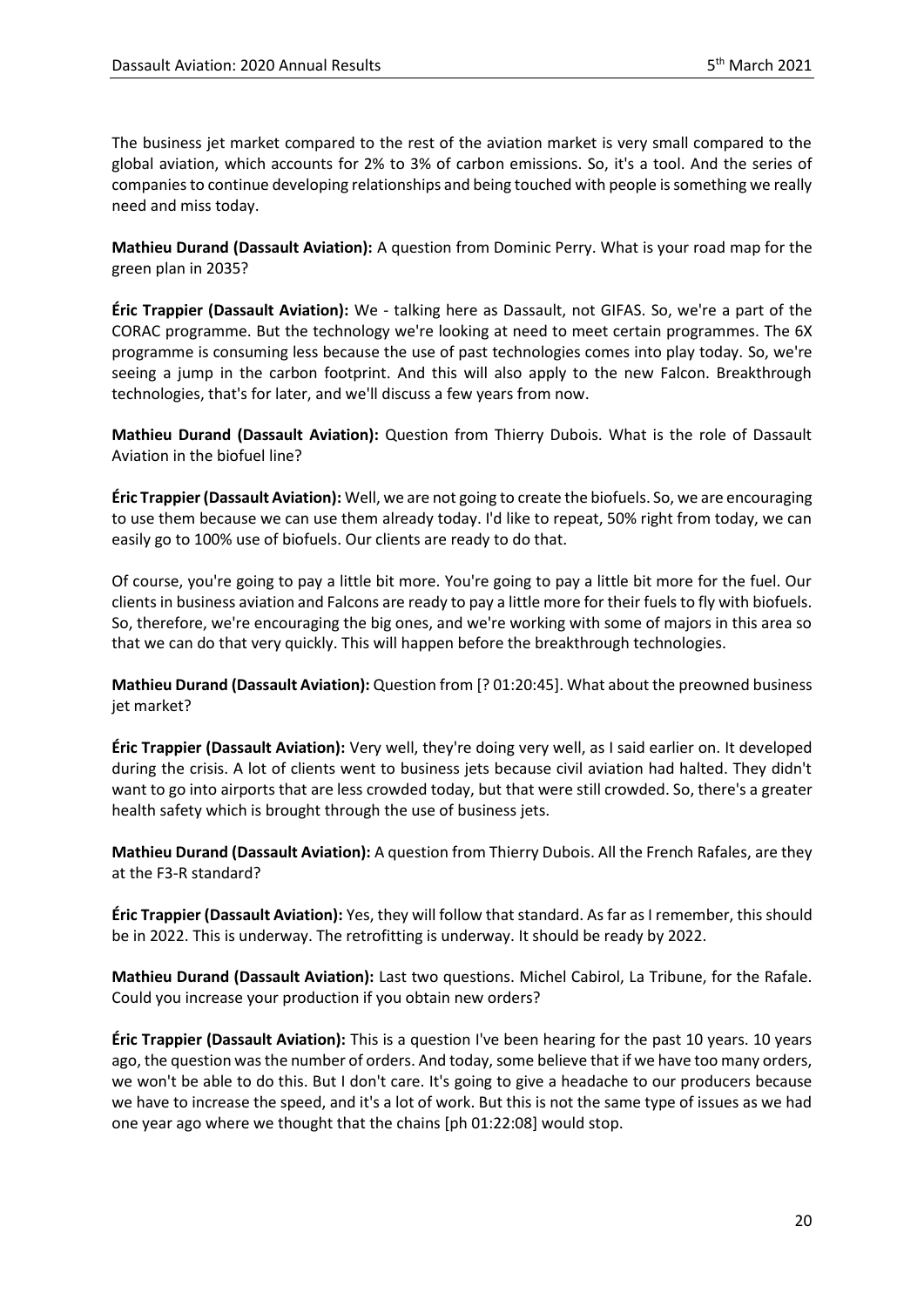The business jet market compared to the rest of the aviation market is very small compared to the global aviation, which accounts for 2% to 3% of carbon emissions. So, it's a tool. And the series of companies to continue developing relationships and being touched with people is something we really need and miss today.

**Mathieu Durand (Dassault Aviation):** A question from Dominic Perry. What is your road map for the green plan in 2035?

**Éric Trappier (Dassault Aviation):** We - talking here as Dassault, not GIFAS. So, we're a part of the CORAC programme. But the technology we're looking at need to meet certain programmes. The 6X programme is consuming less because the use of past technologies comes into play today. So, we're seeing a jump in the carbon footprint. And this will also apply to the new Falcon. Breakthrough technologies, that's for later, and we'll discuss a few years from now.

**Mathieu Durand (Dassault Aviation):** Question from Thierry Dubois. What is the role of Dassault Aviation in the biofuel line?

**Éric Trappier (Dassault Aviation):** Well, we are not going to create the biofuels. So, we are encouraging to use them because we can use them already today. I'd like to repeat, 50% right from today, we can easily go to 100% use of biofuels. Our clients are ready to do that.

Of course, you're going to pay a little bit more. You're going to pay a little bit more for the fuel. Our clients in business aviation and Falcons are ready to pay a little more for their fuels to fly with biofuels. So, therefore, we're encouraging the big ones, and we're working with some of majors in this area so that we can do that very quickly. This will happen before the breakthrough technologies.

**Mathieu Durand (Dassault Aviation):** Question from [? 01:20:45]. What about the preowned business jet market?

**Éric Trappier (Dassault Aviation):** Very well, they're doing very well, as I said earlier on. It developed during the crisis. A lot of clients went to business jets because civil aviation had halted. They didn't want to go into airports that are less crowded today, but that were still crowded. So, there's a greater health safety which is brought through the use of business jets.

**Mathieu Durand (Dassault Aviation):** A question from Thierry Dubois. All the French Rafales, are they at the F3-R standard?

**Éric Trappier (Dassault Aviation):** Yes, they will follow that standard. As far as I remember, this should be in 2022. This is underway. The retrofitting is underway. It should be ready by 2022.

**Mathieu Durand (Dassault Aviation):** Last two questions. Michel Cabirol, La Tribune, for the Rafale. Could you increase your production if you obtain new orders?

**Éric Trappier (Dassault Aviation):** This is a question I've been hearing for the past 10 years. 10 years ago, the question was the number of orders. And today, some believe that if we have too many orders, we won't be able to do this. But I don't care. It's going to give a headache to our producers because we have to increase the speed, and it's a lot of work. But this is not the same type of issues as we had one year ago where we thought that the chains [ph 01:22:08] would stop.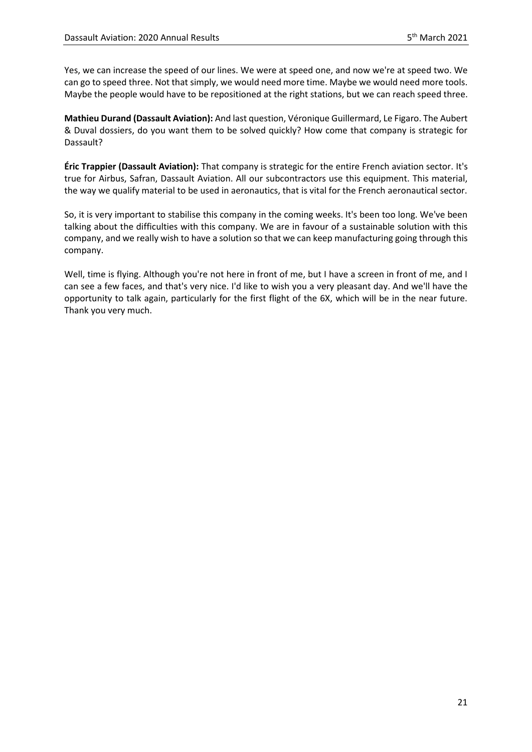Yes, we can increase the speed of our lines. We were at speed one, and now we're at speed two. We can go to speed three. Not that simply, we would need more time. Maybe we would need more tools. Maybe the people would have to be repositioned at the right stations, but we can reach speed three.

**Mathieu Durand (Dassault Aviation):** And last question, Véronique Guillermard, Le Figaro. The Aubert & Duval dossiers, do you want them to be solved quickly? How come that company is strategic for Dassault?

**Éric Trappier (Dassault Aviation):** That company is strategic for the entire French aviation sector. It's true for Airbus, Safran, Dassault Aviation. All our subcontractors use this equipment. This material, the way we qualify material to be used in aeronautics, that is vital for the French aeronautical sector.

So, it is very important to stabilise this company in the coming weeks. It's been too long. We've been talking about the difficulties with this company. We are in favour of a sustainable solution with this company, and we really wish to have a solution so that we can keep manufacturing going through this company.

Well, time is flying. Although you're not here in front of me, but I have a screen in front of me, and I can see a few faces, and that's very nice. I'd like to wish you a very pleasant day. And we'll have the opportunity to talk again, particularly for the first flight of the 6X, which will be in the near future. Thank you very much.